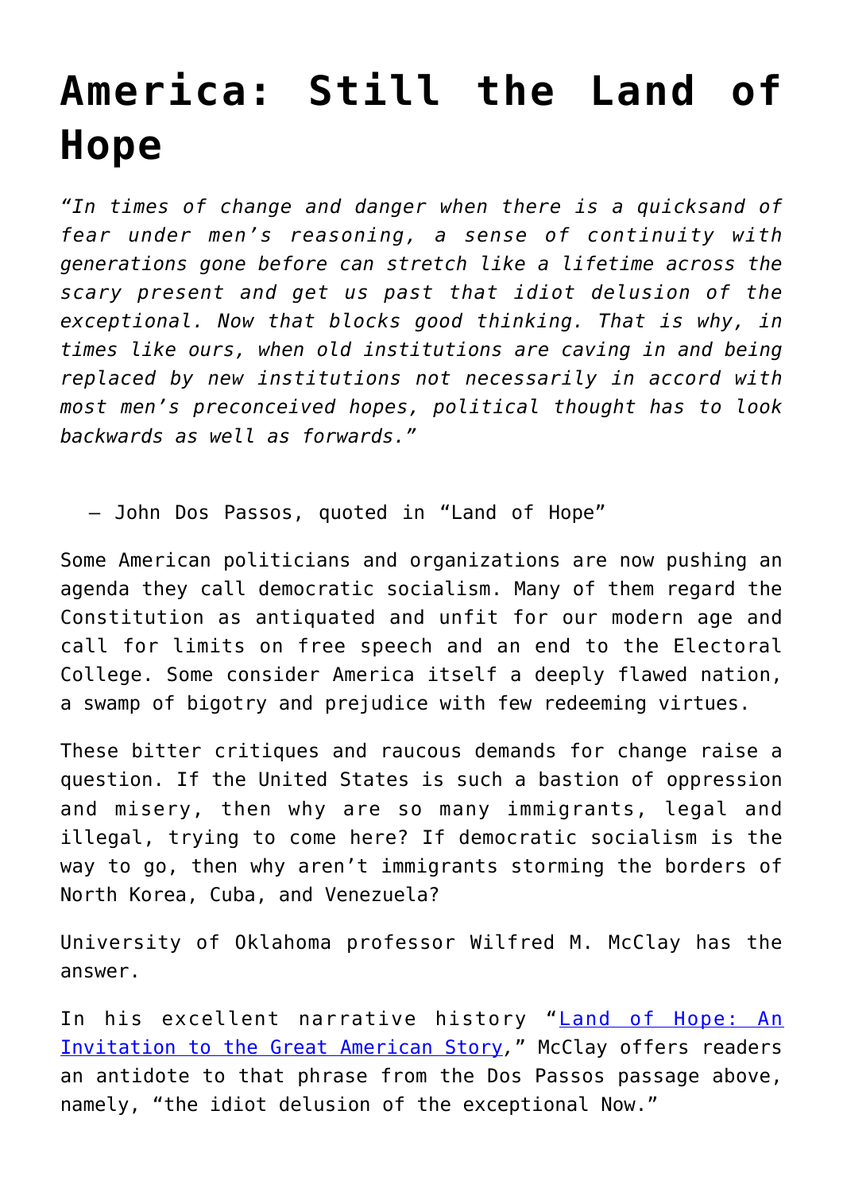# America: Still the Land of Hope

*"In times of change and danger when there is a quicksand of fear under men's reasoning, a sense of continuity with generations gone before can stretch like a lifetime across the scary present and get us past that idiot delusion of the exceptional. Now that blocks good thinking. That is why, in times like ours, when old institutions are caving in and being replaced by new institutions not necessarily in accord with most men's preconceived hopes, political thought has to look backwards as well as forwards."*

— John Dos Passos, quoted in "Land of Hope"

Some American politicians and organizations are now pushing an agenda they call democratic socialism. Many of them regard the Constitution as antiquated and unfit for our modern age and call for limits on free speech and an end to the Electoral College. Some consider America itself a deeply flawed nation, a swamp of bigotry and prejudice with few redeeming virtues.

These bitter critiques and raucous demands for change raise a question. If the United States is such a bastion of oppression and misery, then why are so many immigrants, legal and illegal, trying to come here? If democratic socialism is the way to go, then why aren't immigrants storming the borders of North Korea, Cuba, and Venezuela?

University of Oklahoma professor Wilfred M. McClay has the answer.

In his excellent narrative history "Land of Hope: An Invitation to the Great American Story," McClay offers readers an antidote to that phrase from the Dos Passos passage above, namely, "the idiot delusion of the exceptional Now."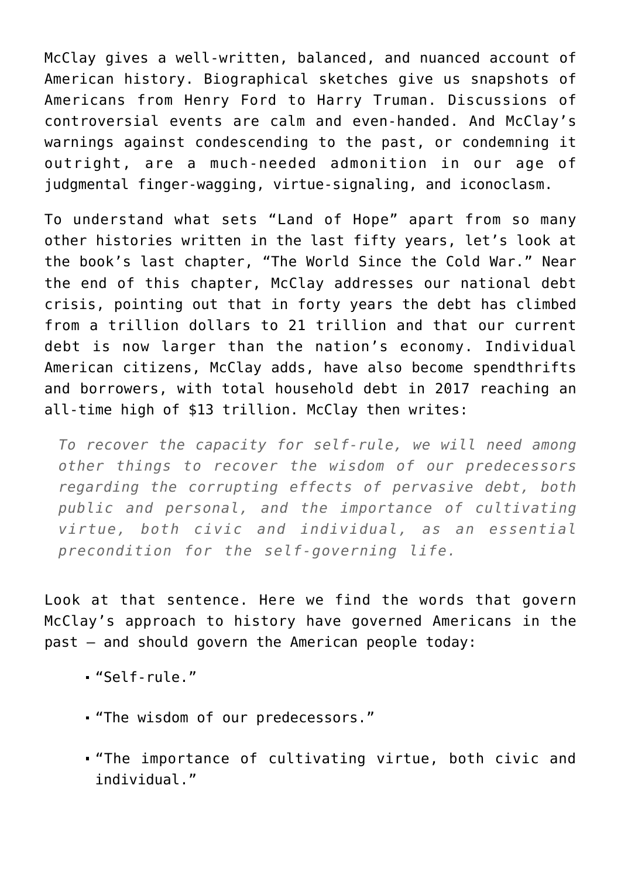McClay gives a well-written, balanced, and nuanced account of American history. Biographical sketches give us snapshots of Americans from Henry Ford to Harry Truman. Discussions of controversial events are calm and even-handed. And McClay's warnings against condescending to the past, or condemning it outright, are a much-needed admonition in our age of judgmental finger-wagging, virtue-signaling, and iconoclasm.

To understand what sets "Land of Hope" apart from so many other histories written in the last fifty years, let's look at the book's last chapter, "The World Since the Cold War." Near the end of this chapter, McClay addresses our national debt crisis, pointing out that in forty years the debt has climbed from a trillion dollars to 21 trillion and that our current debt is now larger than the nation's economy. Individual American citizens, McClay adds, have also become spendthrifts and borrowers, with total household debt in 2017 reaching an all-time high of $13 trillion. McClay then writes:

> *To recover the capacity for self-rule, we will need among other things to recover the wisdom of our predecessors regarding the corrupting effects of pervasive debt, both public and personal, and the importance of cultivating virtue, both civic and individual, as an essential precondition for the self-governing life.*

Look at that sentence. Here we find the words that govern McClay's approach to history have governed Americans in the past – and should govern the American people today:

- "Self-rule."
- "The wisdom of our predecessors."
- "The importance of cultivating virtue, both civic and individual."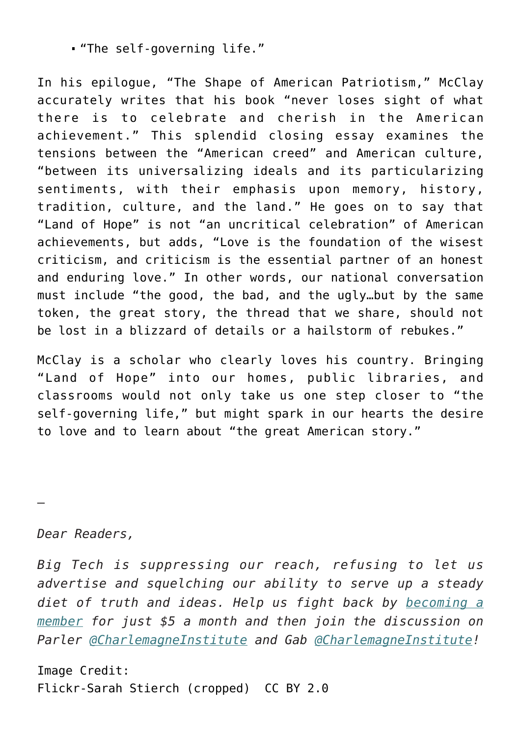- "The self-governing life."

In his epilogue, "The Shape of American Patriotism," McClay accurately writes that his book "never loses sight of what there is to celebrate and cherish in the American achievement." This splendid closing essay examines the tensions between the "American creed" and American culture, "between its universalizing ideals and its particularizing sentiments, with their emphasis upon memory, history, tradition, culture, and the land." He goes on to say that "Land of Hope" is not "an uncritical celebration" of American achievements, but adds, "Love is the foundation of the wisest criticism, and criticism is the essential partner of an honest and enduring love." In other words, our national conversation must include "the good, the bad, and the ugly…but by the same token, the great story, the thread that we share, should not be lost in a blizzard of details or a hailstorm of rebukes."

McClay is a scholar who clearly loves his country. Bringing "Land of Hope" into our homes, public libraries, and classrooms would not only take us one step closer to "the self-governing life," but might spark in our hearts the desire to love and to learn about "the great American story."

—

*Dear Readers,*

*Big Tech is suppressing our reach, refusing to let us advertise and squelching our ability to serve up a steady diet of truth and ideas. Help us fight back by [becoming a member](#) for just $5 a month and then join the discussion on Parler [@CharlemagneInstitute](#) and Gab [@CharlemagneInstitute](#)!*

Image Credit:
Flickr-Sarah Stierch (cropped) CC BY 2.0